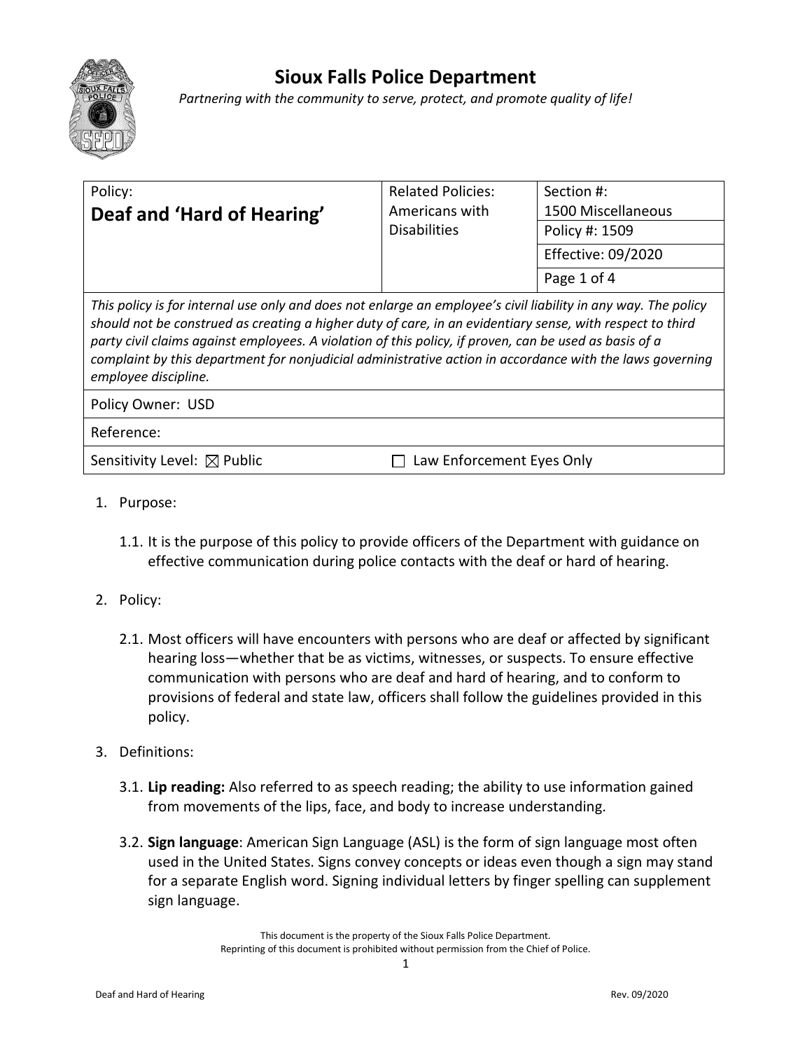# Sioux Falls Police Department

*Partnering with the community to serve, protect, and promote quality of life!*

| Policy: **Deaf and 'Hard of Hearing'** | Related Policies: Americans with Disabilities | Section #: 1500 Miscellaneous |
|---|---|---|
| | | Policy #: 1509 |
| | | Effective: 09/2020 |
| | | Page 1 of 4 |

*This policy is for internal use only and does not enlarge an employee's civil liability in any way. The policy should not be construed as creating a higher duty of care, in an evidentiary sense, with respect to third party civil claims against employees. A violation of this policy, if proven, can be used as basis of a complaint by this department for nonjudicial administrative action in accordance with the laws governing employee discipline.*

Policy Owner: USD

Reference:

Sensitivity Level: ☒ Public ☐ Law Enforcement Eyes Only

1. Purpose:

   1.1. It is the purpose of this policy to provide officers of the Department with guidance on effective communication during police contacts with the deaf or hard of hearing.

2. Policy:

   2.1. Most officers will have encounters with persons who are deaf or affected by significant hearing loss—whether that be as victims, witnesses, or suspects. To ensure effective communication with persons who are deaf and hard of hearing, and to conform to provisions of federal and state law, officers shall follow the guidelines provided in this policy.

3. Definitions:

   3.1. **Lip reading:** Also referred to as speech reading; the ability to use information gained from movements of the lips, face, and body to increase understanding.

   3.2. **Sign language**: American Sign Language (ASL) is the form of sign language most often used in the United States. Signs convey concepts or ideas even though a sign may stand for a separate English word. Signing individual letters by finger spelling can supplement sign language.

This document is the property of the Sioux Falls Police Department.
Reprinting of this document is prohibited without permission from the Chief of Police.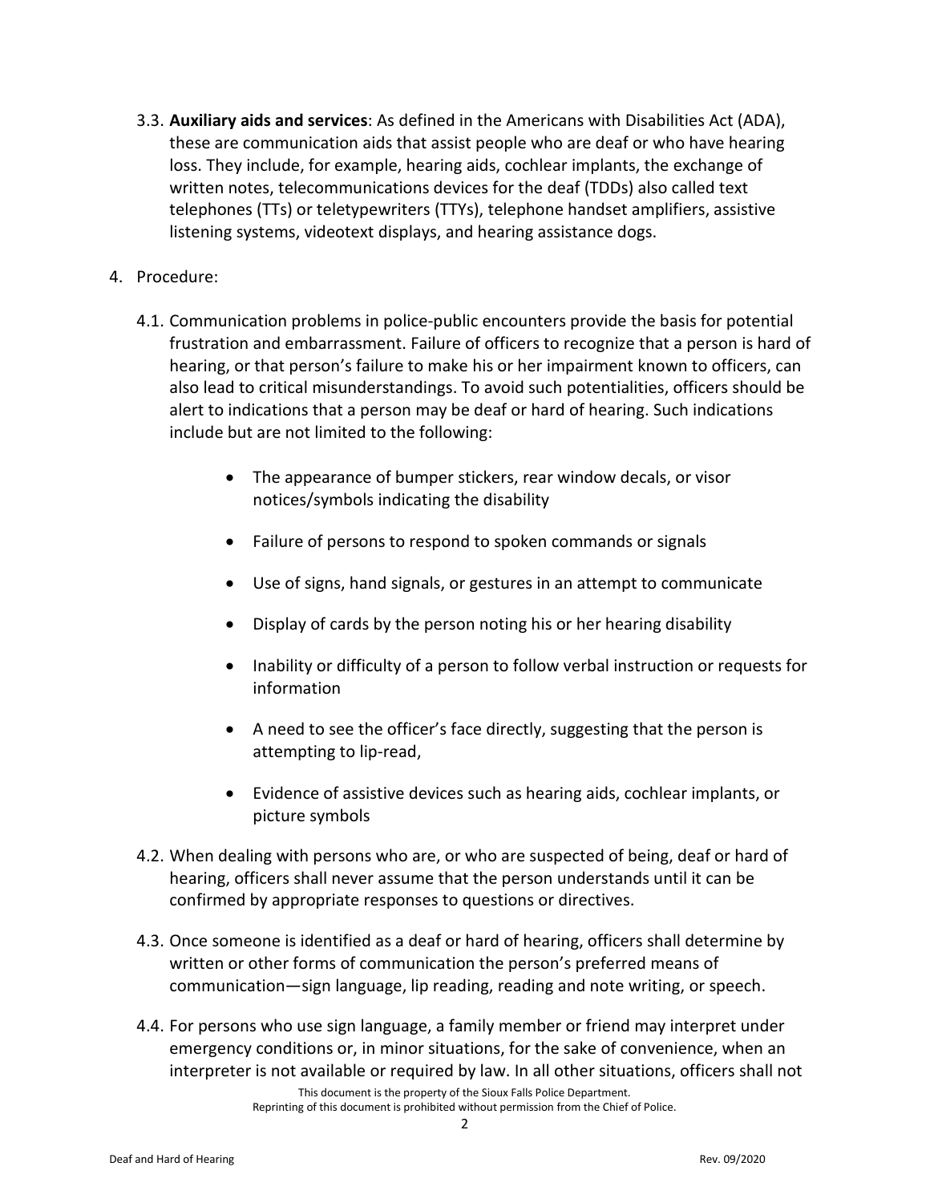3.3. **Auxiliary aids and services**: As defined in the Americans with Disabilities Act (ADA), these are communication aids that assist people who are deaf or who have hearing loss. They include, for example, hearing aids, cochlear implants, the exchange of written notes, telecommunications devices for the deaf (TDDs) also called text telephones (TTs) or teletypewriters (TTYs), telephone handset amplifiers, assistive listening systems, videotext displays, and hearing assistance dogs.

4. Procedure:

4.1. Communication problems in police-public encounters provide the basis for potential frustration and embarrassment. Failure of officers to recognize that a person is hard of hearing, or that person's failure to make his or her impairment known to officers, can also lead to critical misunderstandings. To avoid such potentialities, officers should be alert to indications that a person may be deaf or hard of hearing. Such indications include but are not limited to the following:

- The appearance of bumper stickers, rear window decals, or visor notices/symbols indicating the disability
- Failure of persons to respond to spoken commands or signals
- Use of signs, hand signals, or gestures in an attempt to communicate
- Display of cards by the person noting his or her hearing disability
- Inability or difficulty of a person to follow verbal instruction or requests for information
- A need to see the officer's face directly, suggesting that the person is attempting to lip-read,
- Evidence of assistive devices such as hearing aids, cochlear implants, or picture symbols

4.2. When dealing with persons who are, or who are suspected of being, deaf or hard of hearing, officers shall never assume that the person understands until it can be confirmed by appropriate responses to questions or directives.

4.3. Once someone is identified as a deaf or hard of hearing, officers shall determine by written or other forms of communication the person's preferred means of communication—sign language, lip reading, reading and note writing, or speech.

4.4. For persons who use sign language, a family member or friend may interpret under emergency conditions or, in minor situations, for the sake of convenience, when an interpreter is not available or required by law. In all other situations, officers shall not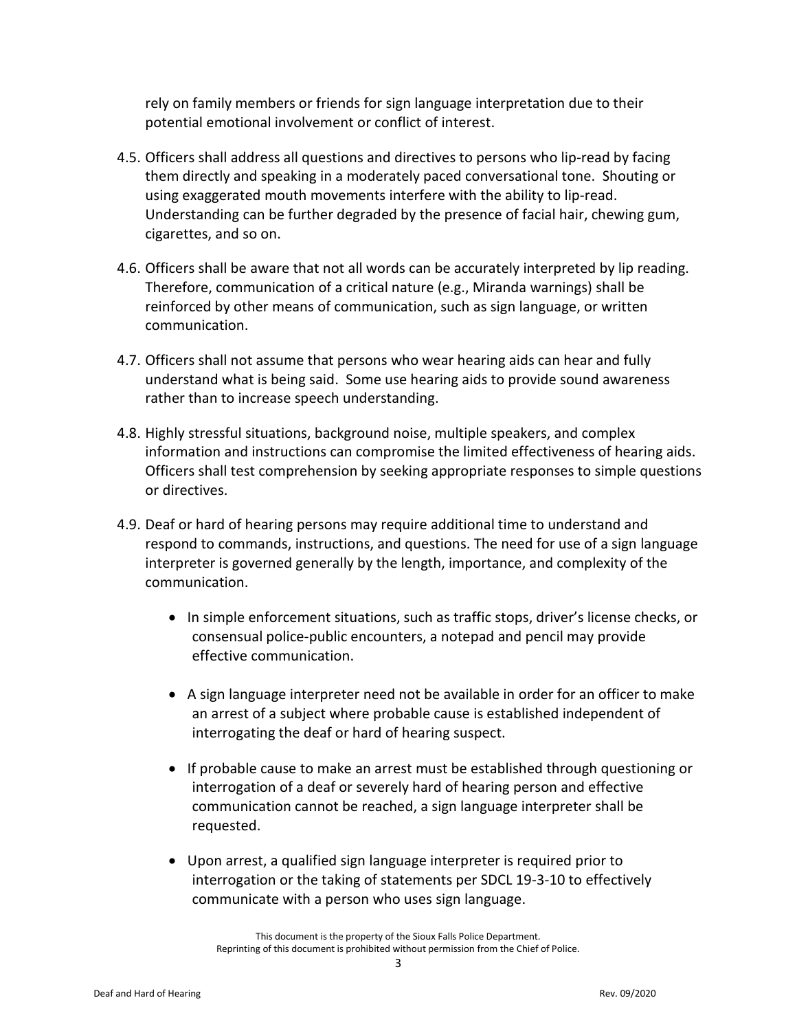rely on family members or friends for sign language interpretation due to their potential emotional involvement or conflict of interest.

4.5. Officers shall address all questions and directives to persons who lip-read by facing them directly and speaking in a moderately paced conversational tone. Shouting or using exaggerated mouth movements interfere with the ability to lip-read. Understanding can be further degraded by the presence of facial hair, chewing gum, cigarettes, and so on.

4.6. Officers shall be aware that not all words can be accurately interpreted by lip reading. Therefore, communication of a critical nature (e.g., Miranda warnings) shall be reinforced by other means of communication, such as sign language, or written communication.

4.7. Officers shall not assume that persons who wear hearing aids can hear and fully understand what is being said. Some use hearing aids to provide sound awareness rather than to increase speech understanding.

4.8. Highly stressful situations, background noise, multiple speakers, and complex information and instructions can compromise the limited effectiveness of hearing aids. Officers shall test comprehension by seeking appropriate responses to simple questions or directives.

4.9. Deaf or hard of hearing persons may require additional time to understand and respond to commands, instructions, and questions. The need for use of a sign language interpreter is governed generally by the length, importance, and complexity of the communication.

- In simple enforcement situations, such as traffic stops, driver's license checks, or consensual police-public encounters, a notepad and pencil may provide effective communication.
- A sign language interpreter need not be available in order for an officer to make an arrest of a subject where probable cause is established independent of interrogating the deaf or hard of hearing suspect.
- If probable cause to make an arrest must be established through questioning or interrogation of a deaf or severely hard of hearing person and effective communication cannot be reached, a sign language interpreter shall be requested.
- Upon arrest, a qualified sign language interpreter is required prior to interrogation or the taking of statements per SDCL 19-3-10 to effectively communicate with a person who uses sign language.

This document is the property of the Sioux Falls Police Department.
Reprinting of this document is prohibited without permission from the Chief of Police.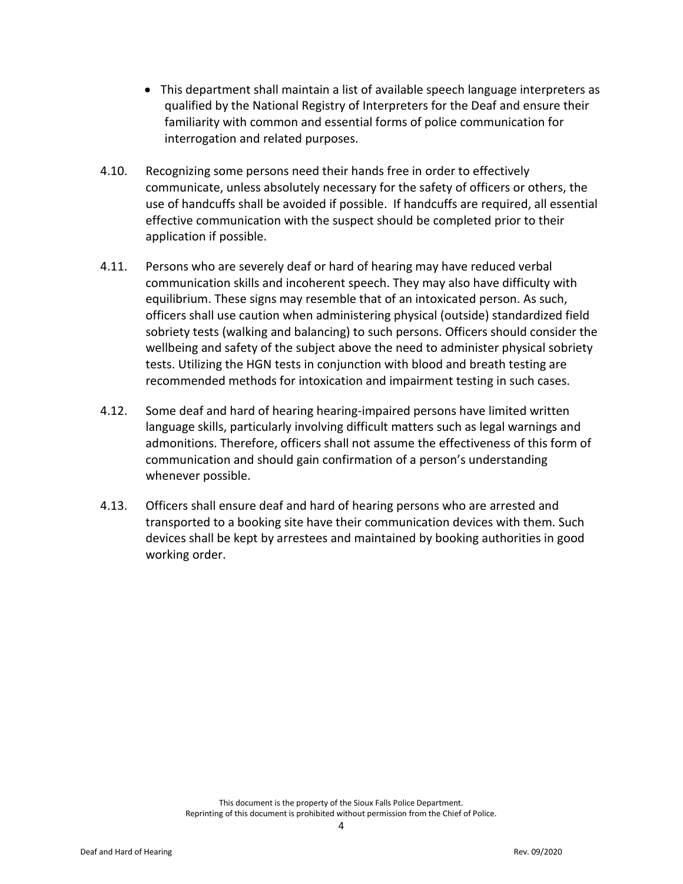- This department shall maintain a list of available speech language interpreters as qualified by the National Registry of Interpreters for the Deaf and ensure their familiarity with common and essential forms of police communication for interrogation and related purposes.

4.10. Recognizing some persons need their hands free in order to effectively communicate, unless absolutely necessary for the safety of officers or others, the use of handcuffs shall be avoided if possible. If handcuffs are required, all essential effective communication with the suspect should be completed prior to their application if possible.

4.11. Persons who are severely deaf or hard of hearing may have reduced verbal communication skills and incoherent speech. They may also have difficulty with equilibrium. These signs may resemble that of an intoxicated person. As such, officers shall use caution when administering physical (outside) standardized field sobriety tests (walking and balancing) to such persons. Officers should consider the wellbeing and safety of the subject above the need to administer physical sobriety tests. Utilizing the HGN tests in conjunction with blood and breath testing are recommended methods for intoxication and impairment testing in such cases.

4.12. Some deaf and hard of hearing hearing-impaired persons have limited written language skills, particularly involving difficult matters such as legal warnings and admonitions. Therefore, officers shall not assume the effectiveness of this form of communication and should gain confirmation of a person's understanding whenever possible.

4.13. Officers shall ensure deaf and hard of hearing persons who are arrested and transported to a booking site have their communication devices with them. Such devices shall be kept by arrestees and maintained by booking authorities in good working order.

This document is the property of the Sioux Falls Police Department.
Reprinting of this document is prohibited without permission from the Chief of Police.